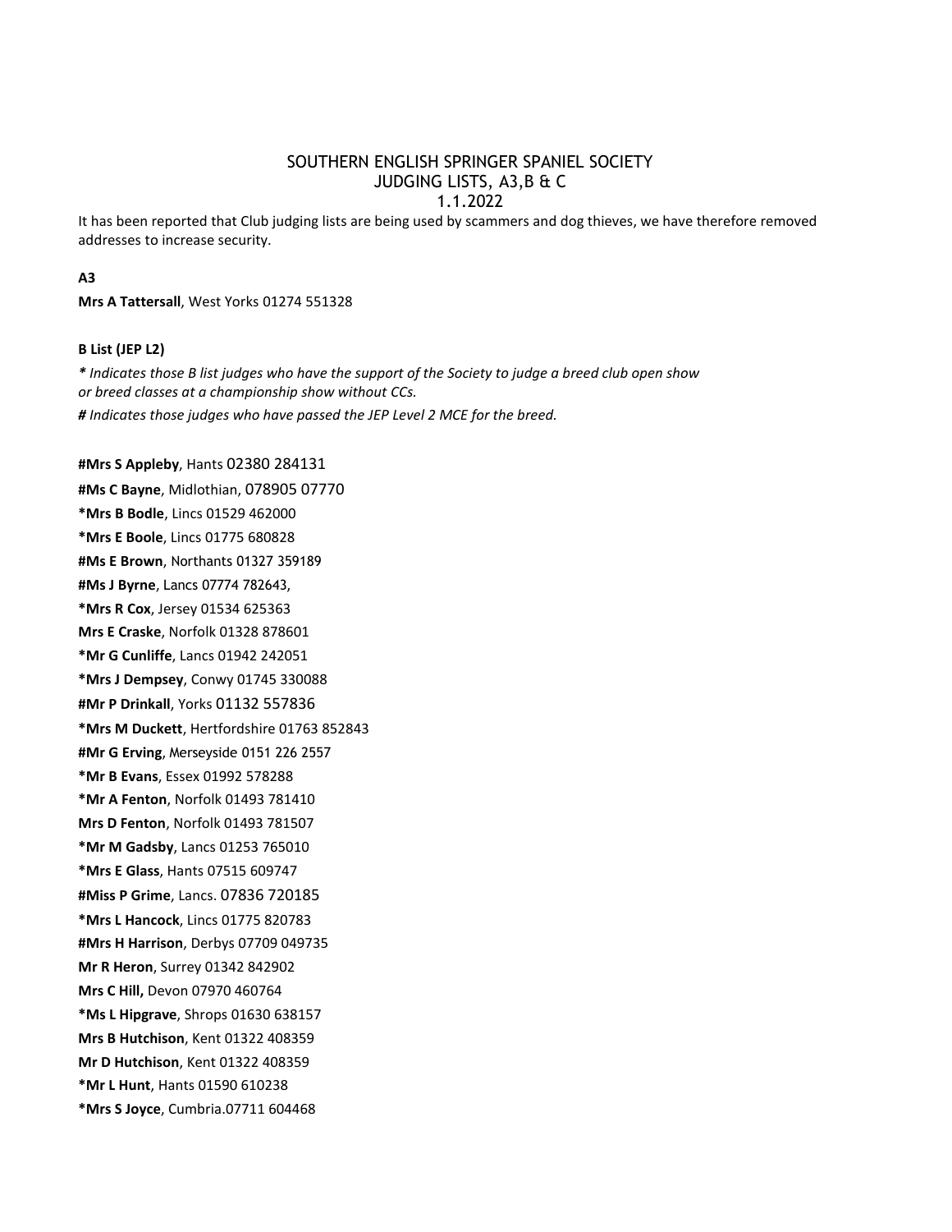SOUTHERN ENGLISH SPRINGER SPANIEL SOCIETY
JUDGING LISTS, A3,B & C
1.1.2022

It has been reported that Club judging lists are being used by scammers and dog thieves, we have therefore removed addresses to increase security.

**A3**

**Mrs A Tattersall**, West Yorks 01274 551328

**B List (JEP L2)**

*\* Indicates those B list judges who have the support of the Society to judge a breed club open show or breed classes at a championship show without CCs.*

*# Indicates those judges who have passed the JEP Level 2 MCE for the breed.*

**#Mrs S Appleby**, Hants 02380 284131

**#Ms C Bayne**, Midlothian, 078905 07770

**\*Mrs B Bodle**, Lincs 01529 462000

**\*Mrs E Boole**, Lincs 01775 680828

**#Ms E Brown**, Northants 01327 359189

**#Ms J Byrne**, Lancs 07774 782643,

**\*Mrs R Cox**, Jersey 01534 625363

**Mrs E Craske**, Norfolk 01328 878601

**\*Mr G Cunliffe**, Lancs 01942 242051

**\*Mrs J Dempsey**, Conwy 01745 330088

**#Mr P Drinkall**, Yorks 01132 557836

**\*Mrs M Duckett**, Hertfordshire 01763 852843

**#Mr G Erving**, Merseyside 0151 226 2557

**\*Mr B Evans**, Essex 01992 578288

**\*Mr A Fenton**, Norfolk 01493 781410

**Mrs D Fenton**, Norfolk 01493 781507

**\*Mr M Gadsby**, Lancs 01253 765010

**\*Mrs E Glass**, Hants 07515 609747

**#Miss P Grime**, Lancs. 07836 720185

**\*Mrs L Hancock**, Lincs 01775 820783

**#Mrs H Harrison**, Derbys 07709 049735

**Mr R Heron**, Surrey 01342 842902

**Mrs C Hill,** Devon 07970 460764

**\*Ms L Hipgrave**, Shrops 01630 638157

**Mrs B Hutchison**, Kent 01322 408359

**Mr D Hutchison**, Kent 01322 408359

**\*Mr L Hunt**, Hants 01590 610238

**\*Mrs S Joyce**, Cumbria.07711 604468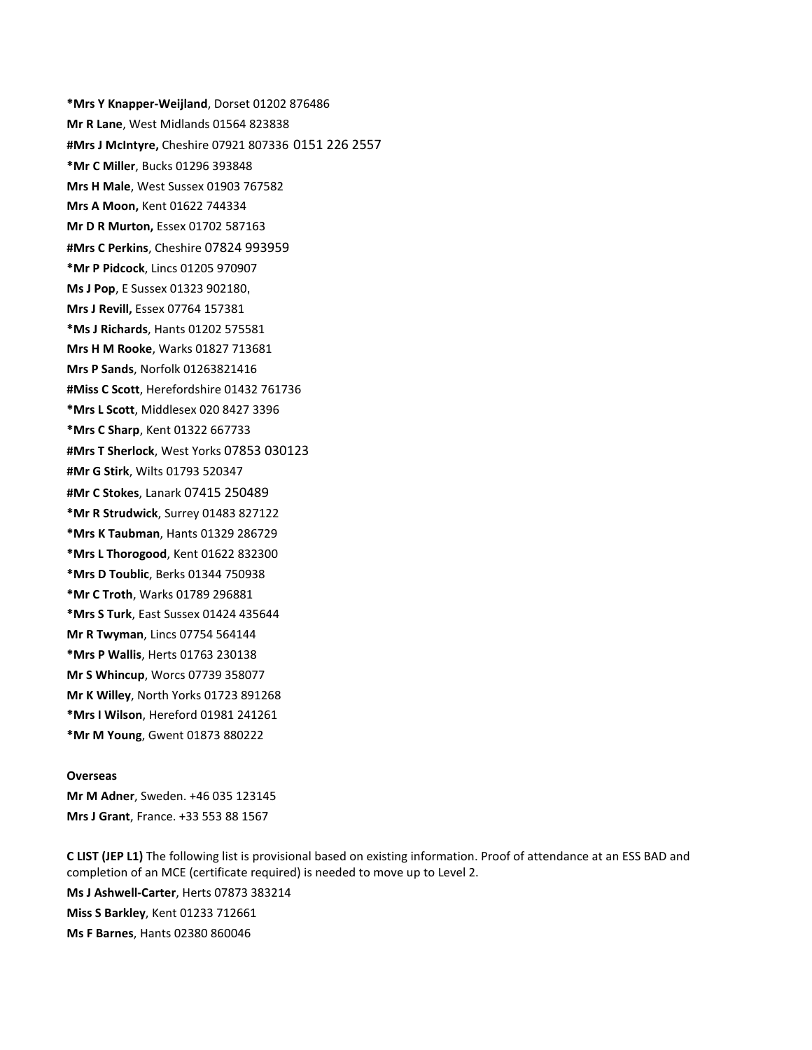**\*Mrs Y Knapper-Weijland**, Dorset 01202 876486

**Mr R Lane**, West Midlands 01564 823838

**#Mrs J McIntyre,** Cheshire 07921 807336 0151 226 2557

**\*Mr C Miller**, Bucks 01296 393848

**Mrs H Male**, West Sussex 01903 767582

**Mrs A Moon,** Kent 01622 744334

**Mr D R Murton,** Essex 01702 587163

**#Mrs C Perkins**, Cheshire 07824 993959

**\*Mr P Pidcock**, Lincs 01205 970907

**Ms J Pop**, E Sussex 01323 902180,

**Mrs J Revill,** Essex 07764 157381

**\*Ms J Richards**, Hants 01202 575581

**Mrs H M Rooke**, Warks 01827 713681

**Mrs P Sands**, Norfolk 01263821416

**#Miss C Scott**, Herefordshire 01432 761736

**\*Mrs L Scott**, Middlesex 020 8427 3396

**\*Mrs C Sharp**, Kent 01322 667733

**#Mrs T Sherlock**, West Yorks 07853 030123

**#Mr G Stirk**, Wilts 01793 520347

**#Mr C Stokes**, Lanark 07415 250489

**\*Mr R Strudwick**, Surrey 01483 827122

**\*Mrs K Taubman**, Hants 01329 286729

**\*Mrs L Thorogood**, Kent 01622 832300

**\*Mrs D Toublic**, Berks 01344 750938

**\*Mr C Troth**, Warks 01789 296881

**\*Mrs S Turk**, East Sussex 01424 435644

**Mr R Twyman**, Lincs 07754 564144

**\*Mrs P Wallis**, Herts 01763 230138

**Mr S Whincup**, Worcs 07739 358077

**Mr K Willey**, North Yorks 01723 891268

**\*Mrs I Wilson**, Hereford 01981 241261

**\*Mr M Young**, Gwent 01873 880222

**Overseas**

**Mr M Adner**, Sweden. +46 035 123145

**Mrs J Grant**, France. +33 553 88 1567

**C LIST (JEP L1)** The following list is provisional based on existing information. Proof of attendance at an ESS BAD and completion of an MCE (certificate required) is needed to move up to Level 2.

**Ms J Ashwell-Carter**, Herts 07873 383214

**Miss S Barkley**, Kent 01233 712661

**Ms F Barnes**, Hants 02380 860046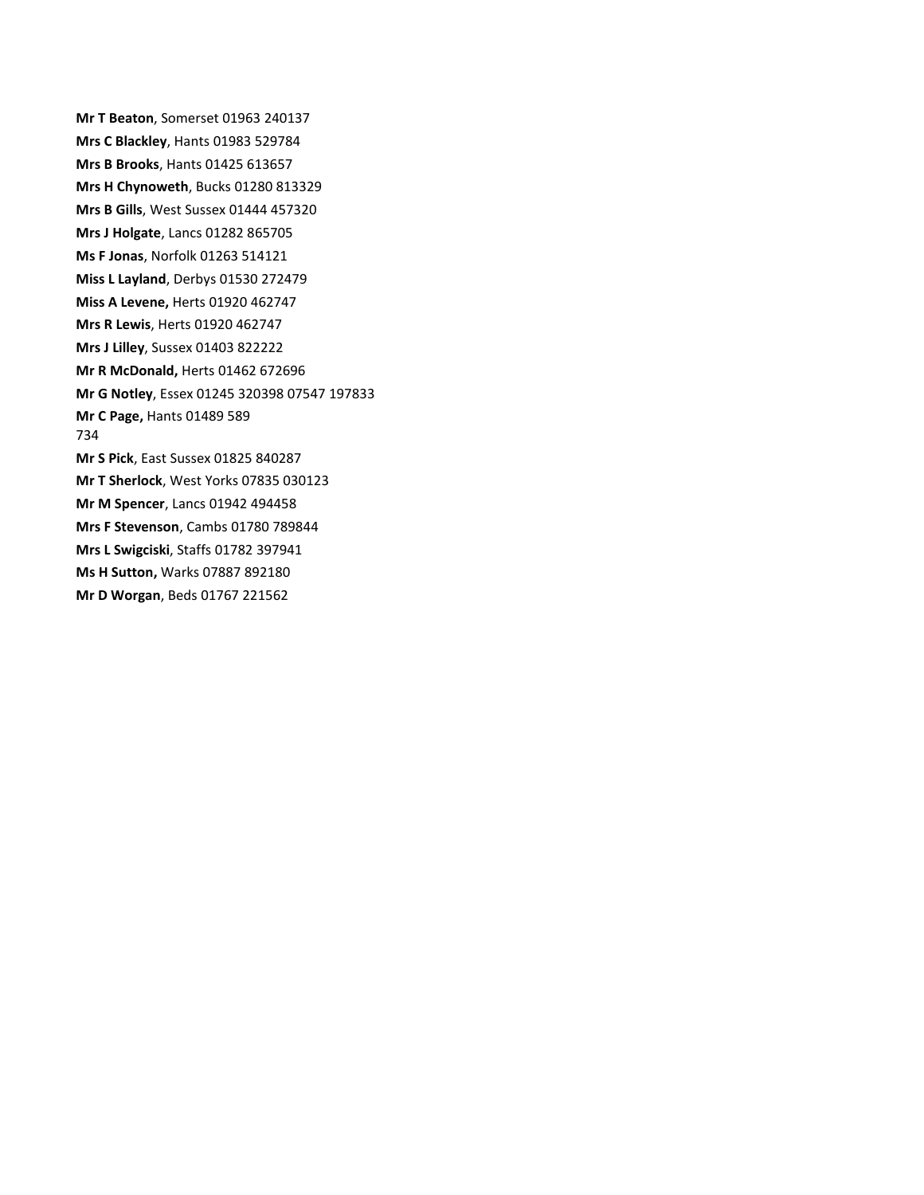**Mr T Beaton**, Somerset 01963 240137

**Mrs C Blackley**, Hants 01983 529784

**Mrs B Brooks**, Hants 01425 613657

**Mrs H Chynoweth**, Bucks 01280 813329

**Mrs B Gills**, West Sussex 01444 457320

**Mrs J Holgate**, Lancs 01282 865705

**Ms F Jonas**, Norfolk 01263 514121

**Miss L Layland**, Derbys 01530 272479

**Miss A Levene,** Herts 01920 462747

**Mrs R Lewis**, Herts 01920 462747

**Mrs J Lilley**, Sussex 01403 822222

**Mr R McDonald,** Herts 01462 672696

**Mr G Notley**, Essex 01245 320398 07547 197833

**Mr C Page,** Hants 01489 589
734

**Mr S Pick**, East Sussex 01825 840287

**Mr T Sherlock**, West Yorks 07835 030123

**Mr M Spencer**, Lancs 01942 494458

**Mrs F Stevenson**, Cambs 01780 789844

**Mrs L Swigciski**, Staffs 01782 397941

**Ms H Sutton,** Warks 07887 892180

**Mr D Worgan**, Beds 01767 221562